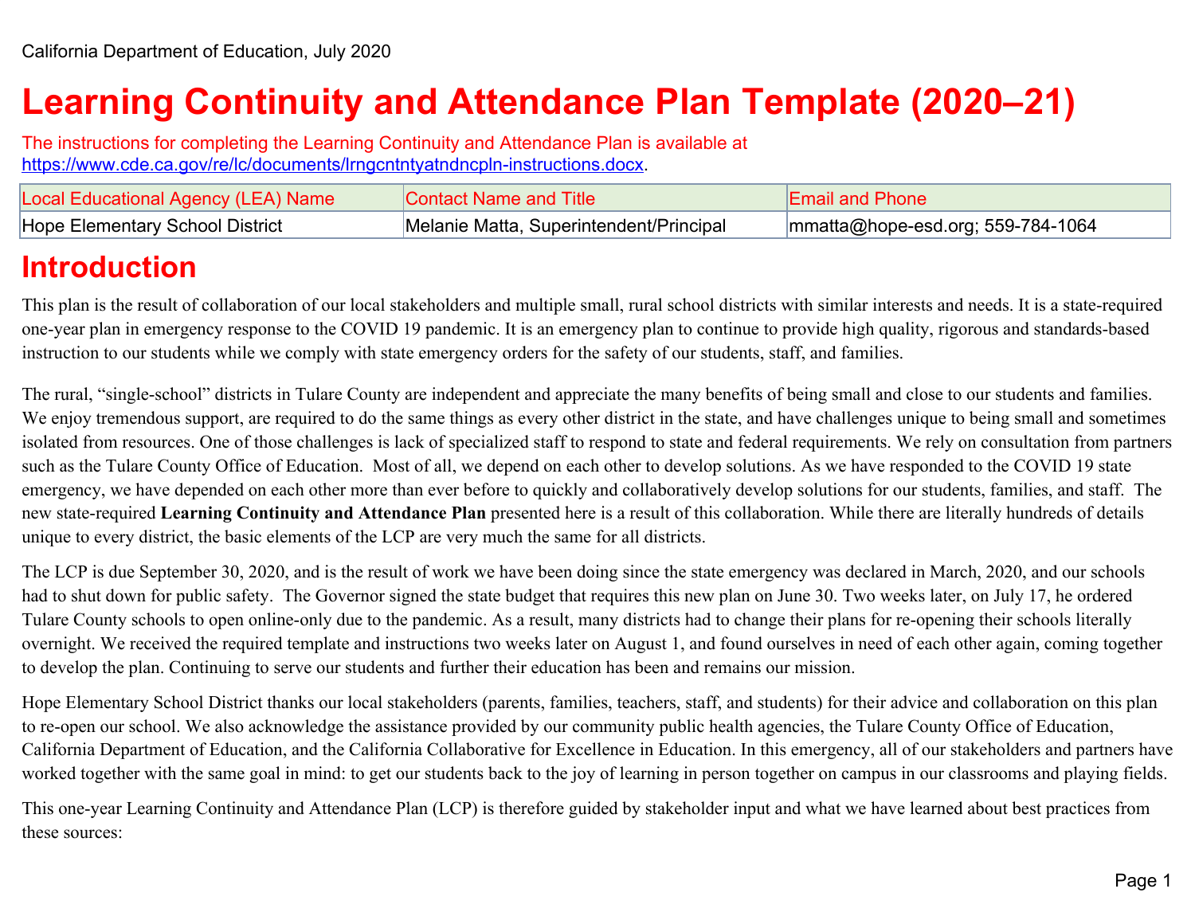California Department of Education, July 2020

# Learning Continuity and Attendance Plan Template (2020–21)

The instructions for completing the Learning Continuity and Attendance Plan is available at https://www.cde.ca.gov/re/lc/documents/lrngcntntyatndncpln-instructions.docx.

| Local Educational Agency (LEA) Name | Contact Name and Title | Email and Phone |
| --- | --- | --- |
| Hope Elementary School District | Melanie Matta, Superintendent/Principal | mmatta@hope-esd.org; 559-784-1064 |

## Introduction

This plan is the result of collaboration of our local stakeholders and multiple small, rural school districts with similar interests and needs. It is a state-required one-year plan in emergency response to the COVID 19 pandemic. It is an emergency plan to continue to provide high quality, rigorous and standards-based instruction to our students while we comply with state emergency orders for the safety of our students, staff, and families.

The rural, "single-school" districts in Tulare County are independent and appreciate the many benefits of being small and close to our students and families. We enjoy tremendous support, are required to do the same things as every other district in the state, and have challenges unique to being small and sometimes isolated from resources. One of those challenges is lack of specialized staff to respond to state and federal requirements. We rely on consultation from partners such as the Tulare County Office of Education. Most of all, we depend on each other to develop solutions. As we have responded to the COVID 19 state emergency, we have depended on each other more than ever before to quickly and collaboratively develop solutions for our students, families, and staff. The new state-required **Learning Continuity and Attendance Plan** presented here is a result of this collaboration. While there are literally hundreds of details unique to every district, the basic elements of the LCP are very much the same for all districts.

The LCP is due September 30, 2020, and is the result of work we have been doing since the state emergency was declared in March, 2020, and our schools had to shut down for public safety. The Governor signed the state budget that requires this new plan on June 30. Two weeks later, on July 17, he ordered Tulare County schools to open online-only due to the pandemic. As a result, many districts had to change their plans for re-opening their schools literally overnight. We received the required template and instructions two weeks later on August 1, and found ourselves in need of each other again, coming together to develop the plan. Continuing to serve our students and further their education has been and remains our mission.

Hope Elementary School District thanks our local stakeholders (parents, families, teachers, staff, and students) for their advice and collaboration on this plan to re-open our school. We also acknowledge the assistance provided by our community public health agencies, the Tulare County Office of Education, California Department of Education, and the California Collaborative for Excellence in Education. In this emergency, all of our stakeholders and partners have worked together with the same goal in mind: to get our students back to the joy of learning in person together on campus in our classrooms and playing fields.

This one-year Learning Continuity and Attendance Plan (LCP) is therefore guided by stakeholder input and what we have learned about best practices from these sources: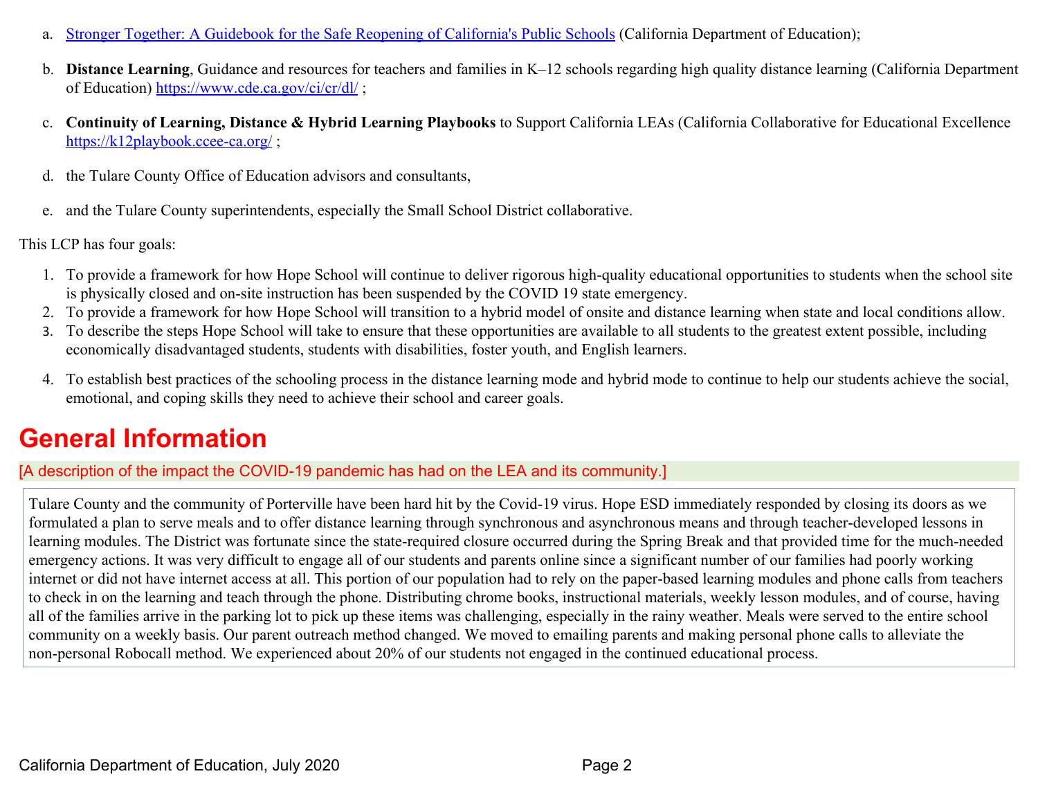a. [Stronger Together: A Guidebook for the Safe Reopening of California's Public Schools](#) (California Department of Education);

b. **Distance Learning**, Guidance and resources for teachers and families in K–12 schools regarding high quality distance learning (California Department of Education) https://www.cde.ca.gov/ci/cr/dl/ ;

c. **Continuity of Learning, Distance & Hybrid Learning Playbooks** to Support California LEAs (California Collaborative for Educational Excellence https://k12playbook.ccee-ca.org/ ;

d. the Tulare County Office of Education advisors and consultants,

e. and the Tulare County superintendents, especially the Small School District collaborative.

This LCP has four goals:

1. To provide a framework for how Hope School will continue to deliver rigorous high-quality educational opportunities to students when the school site is physically closed and on-site instruction has been suspended by the COVID 19 state emergency.
2. To provide a framework for how Hope School will transition to a hybrid model of onsite and distance learning when state and local conditions allow.
3. To describe the steps Hope School will take to ensure that these opportunities are available to all students to the greatest extent possible, including economically disadvantaged students, students with disabilities, foster youth, and English learners.
4. To establish best practices of the schooling process in the distance learning mode and hybrid mode to continue to help our students achieve the social, emotional, and coping skills they need to achieve their school and career goals.

# General Information

[A description of the impact the COVID-19 pandemic has had on the LEA and its community.]

Tulare County and the community of Porterville have been hard hit by the Covid-19 virus. Hope ESD immediately responded by closing its doors as we formulated a plan to serve meals and to offer distance learning through synchronous and asynchronous means and through teacher-developed lessons in learning modules. The District was fortunate since the state-required closure occurred during the Spring Break and that provided time for the much-needed emergency actions. It was very difficult to engage all of our students and parents online since a significant number of our families had poorly working internet or did not have internet access at all. This portion of our population had to rely on the paper-based learning modules and phone calls from teachers to check in on the learning and teach through the phone. Distributing chrome books, instructional materials, weekly lesson modules, and of course, having all of the families arrive in the parking lot to pick up these items was challenging, especially in the rainy weather. Meals were served to the entire school community on a weekly basis. Our parent outreach method changed. We moved to emailing parents and making personal phone calls to alleviate the non-personal Robocall method. We experienced about 20% of our students not engaged in the continued educational process.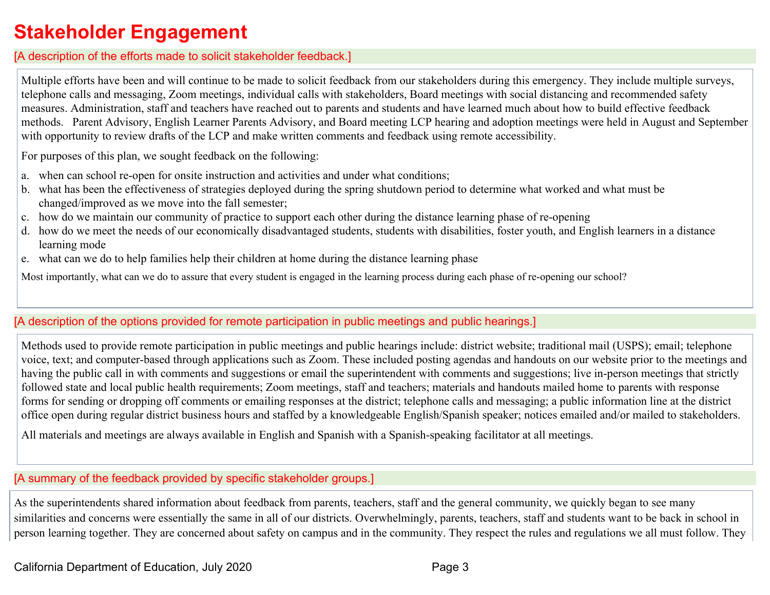# Stakeholder Engagement

[A description of the efforts made to solicit stakeholder feedback.]

Multiple efforts have been and will continue to be made to solicit feedback from our stakeholders during this emergency. They include multiple surveys, telephone calls and messaging, Zoom meetings, individual calls with stakeholders, Board meetings with social distancing and recommended safety measures. Administration, staff and teachers have reached out to parents and students and have learned much about how to build effective feedback methods. Parent Advisory, English Learner Parents Advisory, and Board meeting LCP hearing and adoption meetings were held in August and September with opportunity to review drafts of the LCP and make written comments and feedback using remote accessibility.

For purposes of this plan, we sought feedback on the following:

a. when can school re-open for onsite instruction and activities and under what conditions;
b. what has been the effectiveness of strategies deployed during the spring shutdown period to determine what worked and what must be changed/improved as we move into the fall semester;
c. how do we maintain our community of practice to support each other during the distance learning phase of re-opening
d. how do we meet the needs of our economically disadvantaged students, students with disabilities, foster youth, and English learners in a distance learning mode
e. what can we do to help families help their children at home during the distance learning phase

Most importantly, what can we do to assure that every student is engaged in the learning process during each phase of re-opening our school?

[A description of the options provided for remote participation in public meetings and public hearings.]

Methods used to provide remote participation in public meetings and public hearings include: district website; traditional mail (USPS); email; telephone voice, text; and computer-based through applications such as Zoom. These included posting agendas and handouts on our website prior to the meetings and having the public call in with comments and suggestions or email the superintendent with comments and suggestions; live in-person meetings that strictly followed state and local public health requirements; Zoom meetings, staff and teachers; materials and handouts mailed home to parents with response forms for sending or dropping off comments or emailing responses at the district; telephone calls and messaging; a public information line at the district office open during regular district business hours and staffed by a knowledgeable English/Spanish speaker; notices emailed and/or mailed to stakeholders.

All materials and meetings are always available in English and Spanish with a Spanish-speaking facilitator at all meetings.

[A summary of the feedback provided by specific stakeholder groups.]

As the superintendents shared information about feedback from parents, teachers, staff and the general community, we quickly began to see many similarities and concerns were essentially the same in all of our districts. Overwhelmingly, parents, teachers, staff and students want to be back in school in person learning together. They are concerned about safety on campus and in the community. They respect the rules and regulations we all must follow. They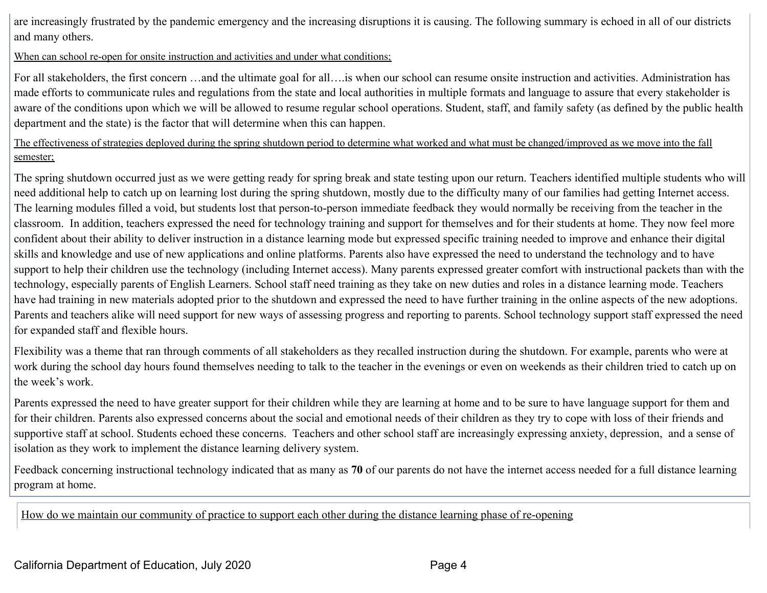are increasingly frustrated by the pandemic emergency and the increasing disruptions it is causing. The following summary is echoed in all of our districts and many others.

<u>When can school re-open for onsite instruction and activities and under what conditions;</u>

For all stakeholders, the first concern …and the ultimate goal for all….is when our school can resume onsite instruction and activities. Administration has made efforts to communicate rules and regulations from the state and local authorities in multiple formats and language to assure that every stakeholder is aware of the conditions upon which we will be allowed to resume regular school operations. Student, staff, and family safety (as defined by the public health department and the state) is the factor that will determine when this can happen.

<u>The effectiveness of strategies deployed during the spring shutdown period to determine what worked and what must be changed/improved as we move into the fall semester;</u>

The spring shutdown occurred just as we were getting ready for spring break and state testing upon our return. Teachers identified multiple students who will need additional help to catch up on learning lost during the spring shutdown, mostly due to the difficulty many of our families had getting Internet access. The learning modules filled a void, but students lost that person-to-person immediate feedback they would normally be receiving from the teacher in the classroom. In addition, teachers expressed the need for technology training and support for themselves and for their students at home. They now feel more confident about their ability to deliver instruction in a distance learning mode but expressed specific training needed to improve and enhance their digital skills and knowledge and use of new applications and online platforms. Parents also have expressed the need to understand the technology and to have support to help their children use the technology (including Internet access). Many parents expressed greater comfort with instructional packets than with the technology, especially parents of English Learners. School staff need training as they take on new duties and roles in a distance learning mode. Teachers have had training in new materials adopted prior to the shutdown and expressed the need to have further training in the online aspects of the new adoptions. Parents and teachers alike will need support for new ways of assessing progress and reporting to parents. School technology support staff expressed the need for expanded staff and flexible hours.

Flexibility was a theme that ran through comments of all stakeholders as they recalled instruction during the shutdown. For example, parents who were at work during the school day hours found themselves needing to talk to the teacher in the evenings or even on weekends as their children tried to catch up on the week's work.

Parents expressed the need to have greater support for their children while they are learning at home and to be sure to have language support for them and for their children. Parents also expressed concerns about the social and emotional needs of their children as they try to cope with loss of their friends and supportive staff at school. Students echoed these concerns. Teachers and other school staff are increasingly expressing anxiety, depression, and a sense of isolation as they work to implement the distance learning delivery system.

Feedback concerning instructional technology indicated that as many as **70** of our parents do not have the internet access needed for a full distance learning program at home.

<u>How do we maintain our community of practice to support each other during the distance learning phase of re-opening</u>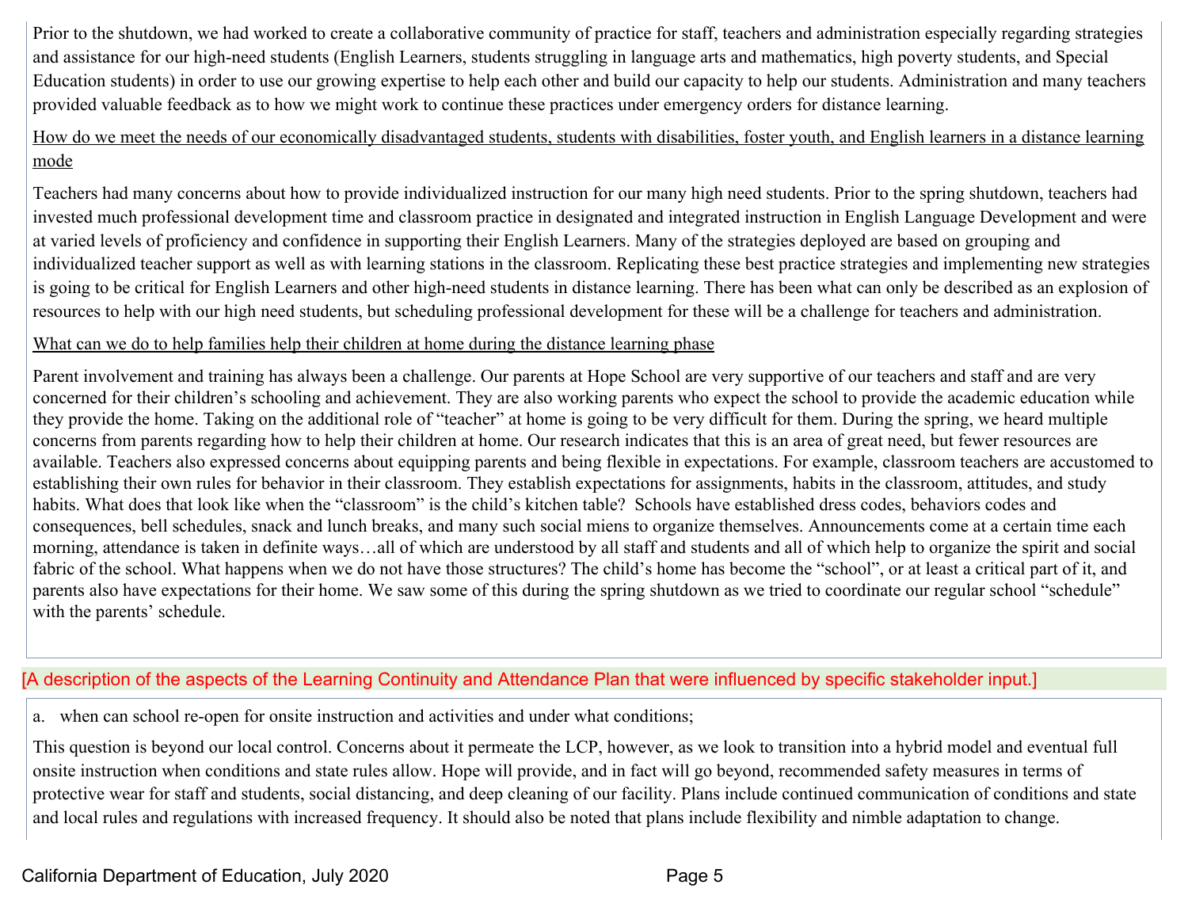Prior to the shutdown, we had worked to create a collaborative community of practice for staff, teachers and administration especially regarding strategies and assistance for our high-need students (English Learners, students struggling in language arts and mathematics, high poverty students, and Special Education students) in order to use our growing expertise to help each other and build our capacity to help our students. Administration and many teachers provided valuable feedback as to how we might work to continue these practices under emergency orders for distance learning.

<u>How do we meet the needs of our economically disadvantaged students, students with disabilities, foster youth, and English learners in a distance learning mode</u>

Teachers had many concerns about how to provide individualized instruction for our many high need students. Prior to the spring shutdown, teachers had invested much professional development time and classroom practice in designated and integrated instruction in English Language Development and were at varied levels of proficiency and confidence in supporting their English Learners. Many of the strategies deployed are based on grouping and individualized teacher support as well as with learning stations in the classroom. Replicating these best practice strategies and implementing new strategies is going to be critical for English Learners and other high-need students in distance learning. There has been what can only be described as an explosion of resources to help with our high need students, but scheduling professional development for these will be a challenge for teachers and administration.

<u>What can we do to help families help their children at home during the distance learning phase</u>

Parent involvement and training has always been a challenge. Our parents at Hope School are very supportive of our teachers and staff and are very concerned for their children's schooling and achievement. They are also working parents who expect the school to provide the academic education while they provide the home. Taking on the additional role of "teacher" at home is going to be very difficult for them. During the spring, we heard multiple concerns from parents regarding how to help their children at home. Our research indicates that this is an area of great need, but fewer resources are available. Teachers also expressed concerns about equipping parents and being flexible in expectations. For example, classroom teachers are accustomed to establishing their own rules for behavior in their classroom. They establish expectations for assignments, habits in the classroom, attitudes, and study habits. What does that look like when the "classroom" is the child's kitchen table? Schools have established dress codes, behaviors codes and consequences, bell schedules, snack and lunch breaks, and many such social miens to organize themselves. Announcements come at a certain time each morning, attendance is taken in definite ways…all of which are understood by all staff and students and all of which help to organize the spirit and social fabric of the school. What happens when we do not have those structures? The child's home has become the "school", or at least a critical part of it, and parents also have expectations for their home. We saw some of this during the spring shutdown as we tried to coordinate our regular school "schedule" with the parents' schedule.

[A description of the aspects of the Learning Continuity and Attendance Plan that were influenced by specific stakeholder input.]

a. when can school re-open for onsite instruction and activities and under what conditions;

This question is beyond our local control. Concerns about it permeate the LCP, however, as we look to transition into a hybrid model and eventual full onsite instruction when conditions and state rules allow. Hope will provide, and in fact will go beyond, recommended safety measures in terms of protective wear for staff and students, social distancing, and deep cleaning of our facility. Plans include continued communication of conditions and state and local rules and regulations with increased frequency. It should also be noted that plans include flexibility and nimble adaptation to change.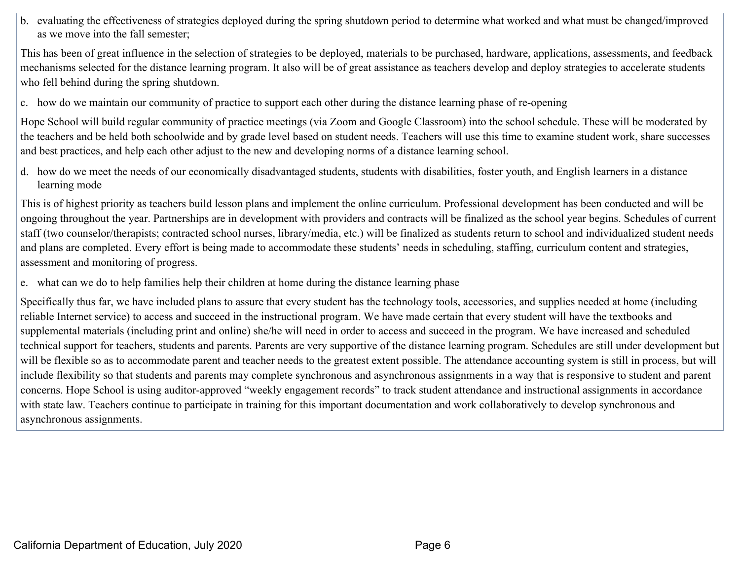b. evaluating the effectiveness of strategies deployed during the spring shutdown period to determine what worked and what must be changed/improved as we move into the fall semester;

This has been of great influence in the selection of strategies to be deployed, materials to be purchased, hardware, applications, assessments, and feedback mechanisms selected for the distance learning program. It also will be of great assistance as teachers develop and deploy strategies to accelerate students who fell behind during the spring shutdown.

c. how do we maintain our community of practice to support each other during the distance learning phase of re-opening

Hope School will build regular community of practice meetings (via Zoom and Google Classroom) into the school schedule. These will be moderated by the teachers and be held both schoolwide and by grade level based on student needs. Teachers will use this time to examine student work, share successes and best practices, and help each other adjust to the new and developing norms of a distance learning school.

d. how do we meet the needs of our economically disadvantaged students, students with disabilities, foster youth, and English learners in a distance learning mode

This is of highest priority as teachers build lesson plans and implement the online curriculum. Professional development has been conducted and will be ongoing throughout the year. Partnerships are in development with providers and contracts will be finalized as the school year begins. Schedules of current staff (two counselor/therapists; contracted school nurses, library/media, etc.) will be finalized as students return to school and individualized student needs and plans are completed. Every effort is being made to accommodate these students' needs in scheduling, staffing, curriculum content and strategies, assessment and monitoring of progress.

e. what can we do to help families help their children at home during the distance learning phase

Specifically thus far, we have included plans to assure that every student has the technology tools, accessories, and supplies needed at home (including reliable Internet service) to access and succeed in the instructional program. We have made certain that every student will have the textbooks and supplemental materials (including print and online) she/he will need in order to access and succeed in the program. We have increased and scheduled technical support for teachers, students and parents. Parents are very supportive of the distance learning program. Schedules are still under development but will be flexible so as to accommodate parent and teacher needs to the greatest extent possible. The attendance accounting system is still in process, but will include flexibility so that students and parents may complete synchronous and asynchronous assignments in a way that is responsive to student and parent concerns. Hope School is using auditor-approved "weekly engagement records" to track student attendance and instructional assignments in accordance with state law. Teachers continue to participate in training for this important documentation and work collaboratively to develop synchronous and asynchronous assignments.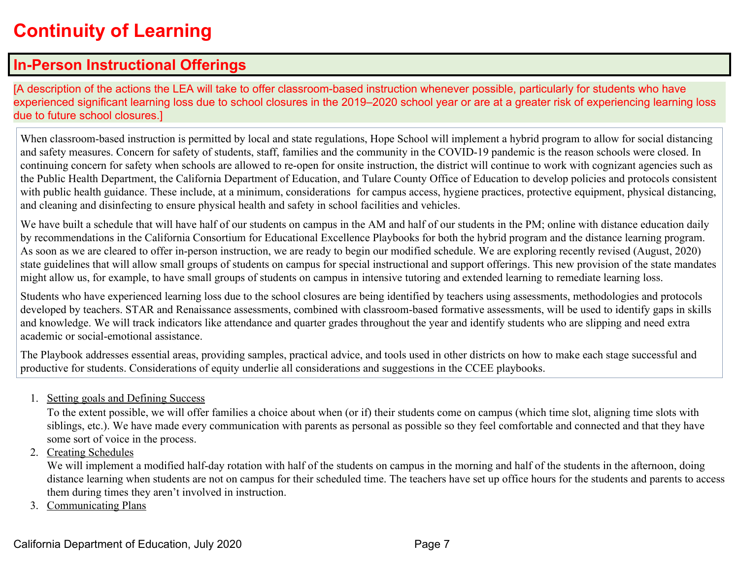# Continuity of Learning

## In-Person Instructional Offerings

[A description of the actions the LEA will take to offer classroom-based instruction whenever possible, particularly for students who have experienced significant learning loss due to school closures in the 2019–2020 school year or are at a greater risk of experiencing learning loss due to future school closures.]

When classroom-based instruction is permitted by local and state regulations, Hope School will implement a hybrid program to allow for social distancing and safety measures. Concern for safety of students, staff, families and the community in the COVID-19 pandemic is the reason schools were closed. In continuing concern for safety when schools are allowed to re-open for onsite instruction, the district will continue to work with cognizant agencies such as the Public Health Department, the California Department of Education, and Tulare County Office of Education to develop policies and protocols consistent with public health guidance. These include, at a minimum, considerations for campus access, hygiene practices, protective equipment, physical distancing, and cleaning and disinfecting to ensure physical health and safety in school facilities and vehicles.

We have built a schedule that will have half of our students on campus in the AM and half of our students in the PM; online with distance education daily by recommendations in the California Consortium for Educational Excellence Playbooks for both the hybrid program and the distance learning program. As soon as we are cleared to offer in-person instruction, we are ready to begin our modified schedule. We are exploring recently revised (August, 2020) state guidelines that will allow small groups of students on campus for special instructional and support offerings. This new provision of the state mandates might allow us, for example, to have small groups of students on campus in intensive tutoring and extended learning to remediate learning loss.

Students who have experienced learning loss due to the school closures are being identified by teachers using assessments, methodologies and protocols developed by teachers. STAR and Renaissance assessments, combined with classroom-based formative assessments, will be used to identify gaps in skills and knowledge. We will track indicators like attendance and quarter grades throughout the year and identify students who are slipping and need extra academic or social-emotional assistance.

The Playbook addresses essential areas, providing samples, practical advice, and tools used in other districts on how to make each stage successful and productive for students. Considerations of equity underlie all considerations and suggestions in the CCEE playbooks.

1. Setting goals and Defining Success
   To the extent possible, we will offer families a choice about when (or if) their students come on campus (which time slot, aligning time slots with siblings, etc.). We have made every communication with parents as personal as possible so they feel comfortable and connected and that they have some sort of voice in the process.
2. Creating Schedules
   We will implement a modified half-day rotation with half of the students on campus in the morning and half of the students in the afternoon, doing distance learning when students are not on campus for their scheduled time. The teachers have set up office hours for the students and parents to access them during times they aren't involved in instruction.
3. Communicating Plans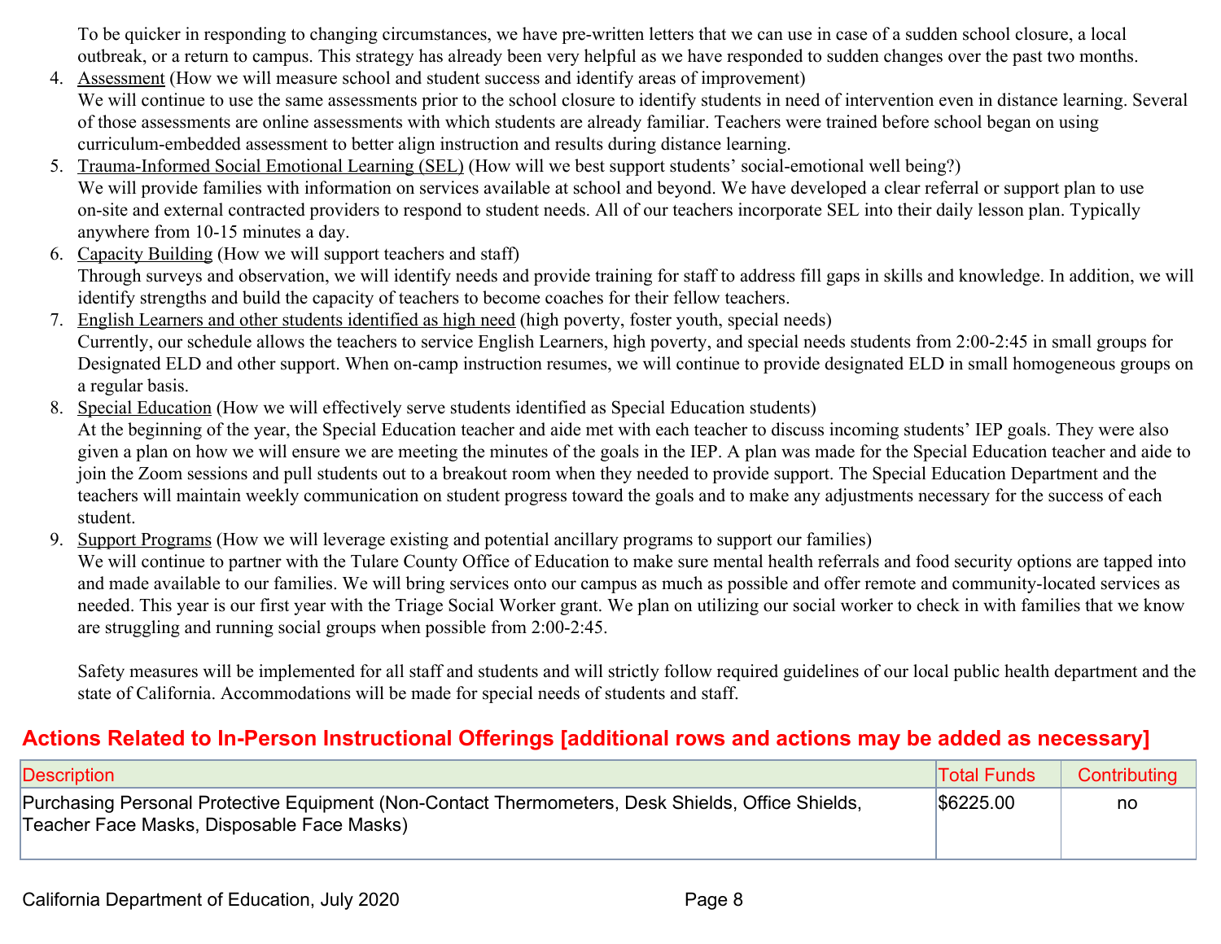To be quicker in responding to changing circumstances, we have pre-written letters that we can use in case of a sudden school closure, a local outbreak, or a return to campus. This strategy has already been very helpful as we have responded to sudden changes over the past two months.

4. Assessment (How we will measure school and student success and identify areas of improvement)
   We will continue to use the same assessments prior to the school closure to identify students in need of intervention even in distance learning. Several of those assessments are online assessments with which students are already familiar. Teachers were trained before school began on using curriculum-embedded assessment to better align instruction and results during distance learning.
5. Trauma-Informed Social Emotional Learning (SEL) (How will we best support students' social-emotional well being?)
   We will provide families with information on services available at school and beyond. We have developed a clear referral or support plan to use on-site and external contracted providers to respond to student needs. All of our teachers incorporate SEL into their daily lesson plan. Typically anywhere from 10-15 minutes a day.
6. Capacity Building (How we will support teachers and staff)
   Through surveys and observation, we will identify needs and provide training for staff to address fill gaps in skills and knowledge. In addition, we will identify strengths and build the capacity of teachers to become coaches for their fellow teachers.
7. English Learners and other students identified as high need (high poverty, foster youth, special needs)
   Currently, our schedule allows the teachers to service English Learners, high poverty, and special needs students from 2:00-2:45 in small groups for Designated ELD and other support. When on-camp instruction resumes, we will continue to provide designated ELD in small homogeneous groups on a regular basis.
8. Special Education (How we will effectively serve students identified as Special Education students)
   At the beginning of the year, the Special Education teacher and aide met with each teacher to discuss incoming students' IEP goals. They were also given a plan on how we will ensure we are meeting the minutes of the goals in the IEP. A plan was made for the Special Education teacher and aide to join the Zoom sessions and pull students out to a breakout room when they needed to provide support. The Special Education Department and the teachers will maintain weekly communication on student progress toward the goals and to make any adjustments necessary for the success of each student.
9. Support Programs (How we will leverage existing and potential ancillary programs to support our families)
   We will continue to partner with the Tulare County Office of Education to make sure mental health referrals and food security options are tapped into and made available to our families. We will bring services onto our campus as much as possible and offer remote and community-located services as needed. This year is our first year with the Triage Social Worker grant. We plan on utilizing our social worker to check in with families that we know are struggling and running social groups when possible from 2:00-2:45.

Safety measures will be implemented for all staff and students and will strictly follow required guidelines of our local public health department and the state of California. Accommodations will be made for special needs of students and staff.

## Actions Related to In-Person Instructional Offerings [additional rows and actions may be added as necessary]

| Description | Total Funds | Contributing |
|---|---|---|
| Purchasing Personal Protective Equipment (Non-Contact Thermometers, Desk Shields, Office Shields, Teacher Face Masks, Disposable Face Masks) | $6225.00 | no |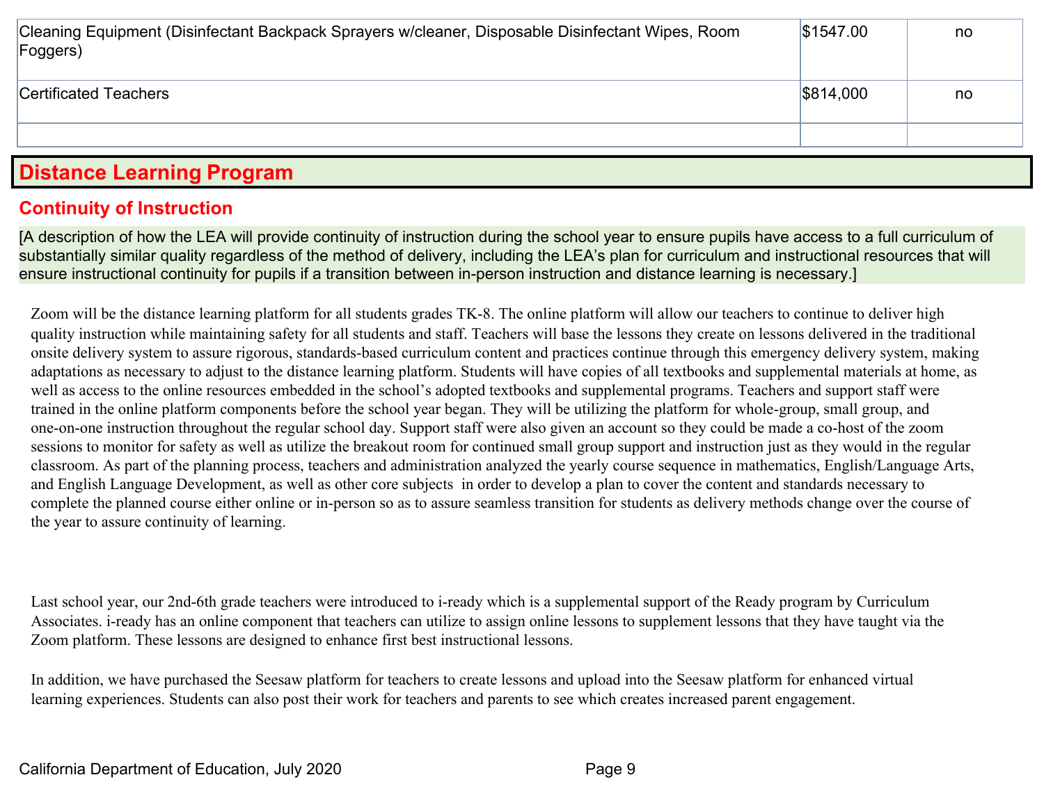| | | |
|---|---|---|
| Cleaning Equipment (Disinfectant Backpack Sprayers w/cleaner, Disposable Disinfectant Wipes, Room Foggers) | $1547.00 | no |
| Certificated Teachers | $814,000 | no |
| | | |

## Distance Learning Program

### Continuity of Instruction

[A description of how the LEA will provide continuity of instruction during the school year to ensure pupils have access to a full curriculum of substantially similar quality regardless of the method of delivery, including the LEA's plan for curriculum and instructional resources that will ensure instructional continuity for pupils if a transition between in-person instruction and distance learning is necessary.]

Zoom will be the distance learning platform for all students grades TK-8. The online platform will allow our teachers to continue to deliver high quality instruction while maintaining safety for all students and staff. Teachers will base the lessons they create on lessons delivered in the traditional onsite delivery system to assure rigorous, standards-based curriculum content and practices continue through this emergency delivery system, making adaptations as necessary to adjust to the distance learning platform. Students will have copies of all textbooks and supplemental materials at home, as well as access to the online resources embedded in the school's adopted textbooks and supplemental programs. Teachers and support staff were trained in the online platform components before the school year began. They will be utilizing the platform for whole-group, small group, and one-on-one instruction throughout the regular school day. Support staff were also given an account so they could be made a co-host of the zoom sessions to monitor for safety as well as utilize the breakout room for continued small group support and instruction just as they would in the regular classroom. As part of the planning process, teachers and administration analyzed the yearly course sequence in mathematics, English/Language Arts, and English Language Development, as well as other core subjects in order to develop a plan to cover the content and standards necessary to complete the planned course either online or in-person so as to assure seamless transition for students as delivery methods change over the course of the year to assure continuity of learning.

Last school year, our 2nd-6th grade teachers were introduced to i-ready which is a supplemental support of the Ready program by Curriculum Associates. i-ready has an online component that teachers can utilize to assign online lessons to supplement lessons that they have taught via the Zoom platform. These lessons are designed to enhance first best instructional lessons.

In addition, we have purchased the Seesaw platform for teachers to create lessons and upload into the Seesaw platform for enhanced virtual learning experiences. Students can also post their work for teachers and parents to see which creates increased parent engagement.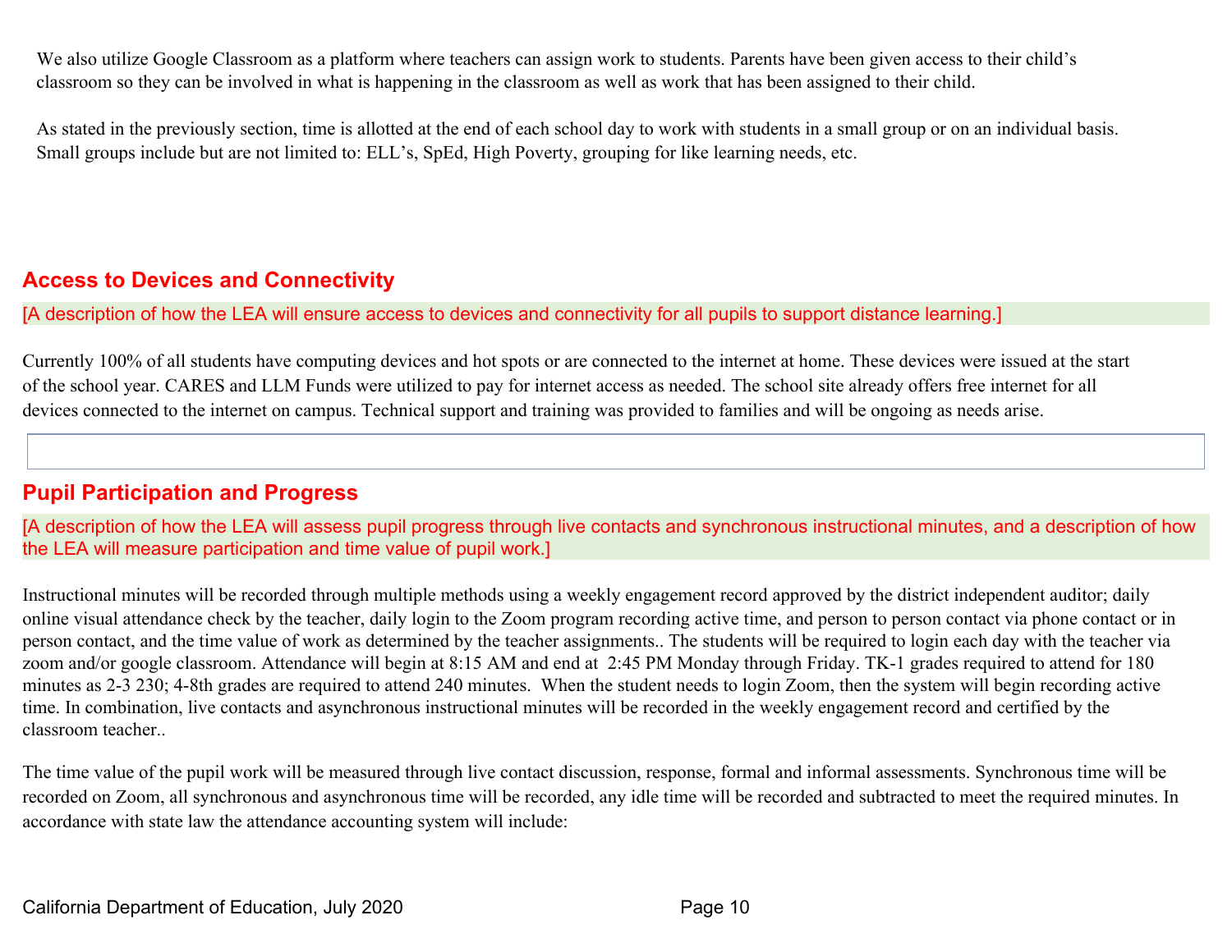We also utilize Google Classroom as a platform where teachers can assign work to students. Parents have been given access to their child's classroom so they can be involved in what is happening in the classroom as well as work that has been assigned to their child.

As stated in the previously section, time is allotted at the end of each school day to work with students in a small group or on an individual basis. Small groups include but are not limited to: ELL's, SpEd, High Poverty, grouping for like learning needs, etc.

## Access to Devices and Connectivity

[A description of how the LEA will ensure access to devices and connectivity for all pupils to support distance learning.]

Currently 100% of all students have computing devices and hot spots or are connected to the internet at home. These devices were issued at the start of the school year. CARES and LLM Funds were utilized to pay for internet access as needed. The school site already offers free internet for all devices connected to the internet on campus. Technical support and training was provided to families and will be ongoing as needs arise.

## Pupil Participation and Progress

[A description of how the LEA will assess pupil progress through live contacts and synchronous instructional minutes, and a description of how the LEA will measure participation and time value of pupil work.]

Instructional minutes will be recorded through multiple methods using a weekly engagement record approved by the district independent auditor; daily online visual attendance check by the teacher, daily login to the Zoom program recording active time, and person to person contact via phone contact or in person contact, and the time value of work as determined by the teacher assignments.. The students will be required to login each day with the teacher via zoom and/or google classroom. Attendance will begin at 8:15 AM and end at 2:45 PM Monday through Friday. TK-1 grades required to attend for 180 minutes as 2-3 230; 4-8th grades are required to attend 240 minutes. When the student needs to login Zoom, then the system will begin recording active time. In combination, live contacts and asynchronous instructional minutes will be recorded in the weekly engagement record and certified by the classroom teacher..

The time value of the pupil work will be measured through live contact discussion, response, formal and informal assessments. Synchronous time will be recorded on Zoom, all synchronous and asynchronous time will be recorded, any idle time will be recorded and subtracted to meet the required minutes. In accordance with state law the attendance accounting system will include: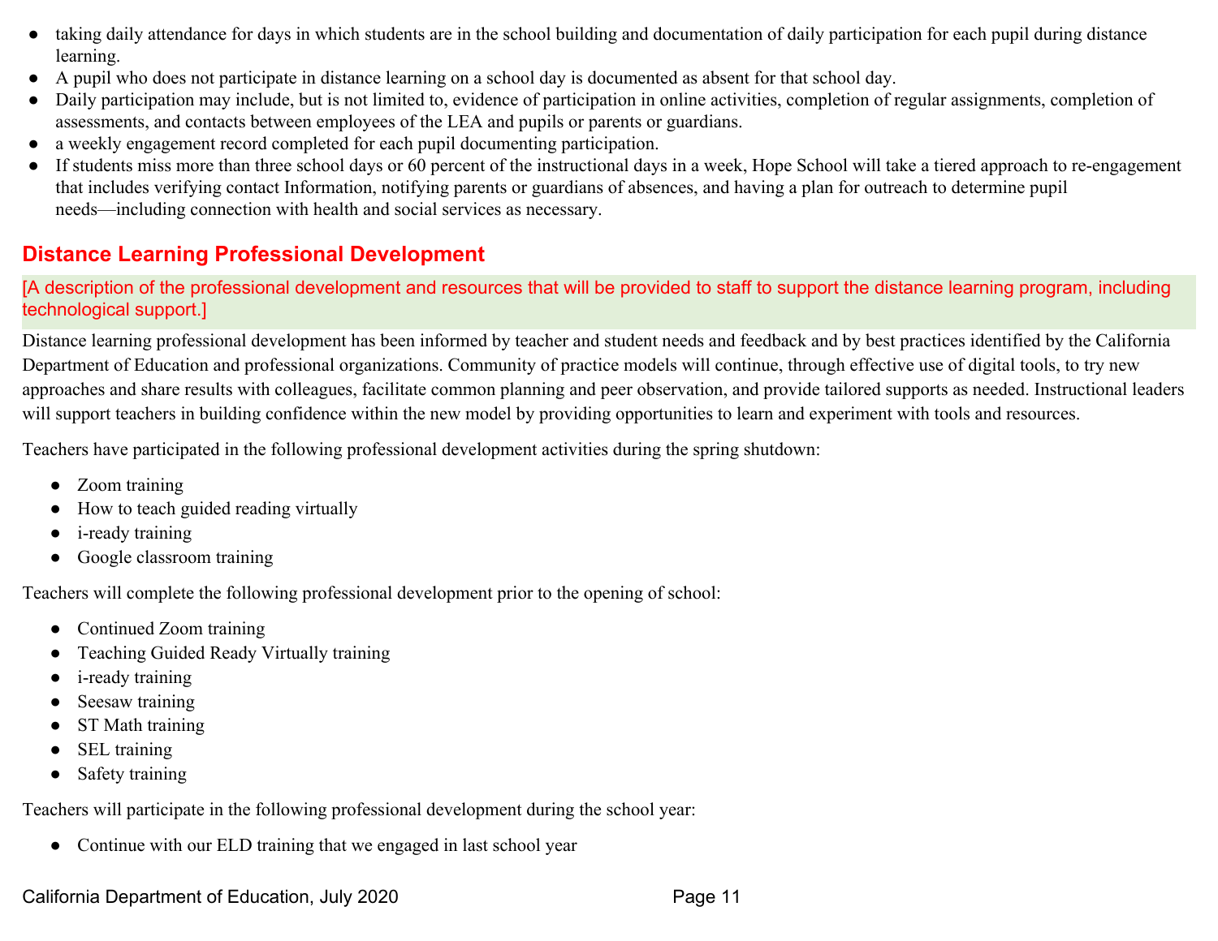- taking daily attendance for days in which students are in the school building and documentation of daily participation for each pupil during distance learning.
- A pupil who does not participate in distance learning on a school day is documented as absent for that school day.
- Daily participation may include, but is not limited to, evidence of participation in online activities, completion of regular assignments, completion of assessments, and contacts between employees of the LEA and pupils or parents or guardians.
- a weekly engagement record completed for each pupil documenting participation.
- If students miss more than three school days or 60 percent of the instructional days in a week, Hope School will take a tiered approach to re-engagement that includes verifying contact Information, notifying parents or guardians of absences, and having a plan for outreach to determine pupil needs—including connection with health and social services as necessary.

## Distance Learning Professional Development

[A description of the professional development and resources that will be provided to staff to support the distance learning program, including technological support.]

Distance learning professional development has been informed by teacher and student needs and feedback and by best practices identified by the California Department of Education and professional organizations. Community of practice models will continue, through effective use of digital tools, to try new approaches and share results with colleagues, facilitate common planning and peer observation, and provide tailored supports as needed. Instructional leaders will support teachers in building confidence within the new model by providing opportunities to learn and experiment with tools and resources.

Teachers have participated in the following professional development activities during the spring shutdown:

- Zoom training
- How to teach guided reading virtually
- i-ready training
- Google classroom training

Teachers will complete the following professional development prior to the opening of school:

- Continued Zoom training
- Teaching Guided Ready Virtually training
- i-ready training
- Seesaw training
- ST Math training
- SEL training
- Safety training

Teachers will participate in the following professional development during the school year:

- Continue with our ELD training that we engaged in last school year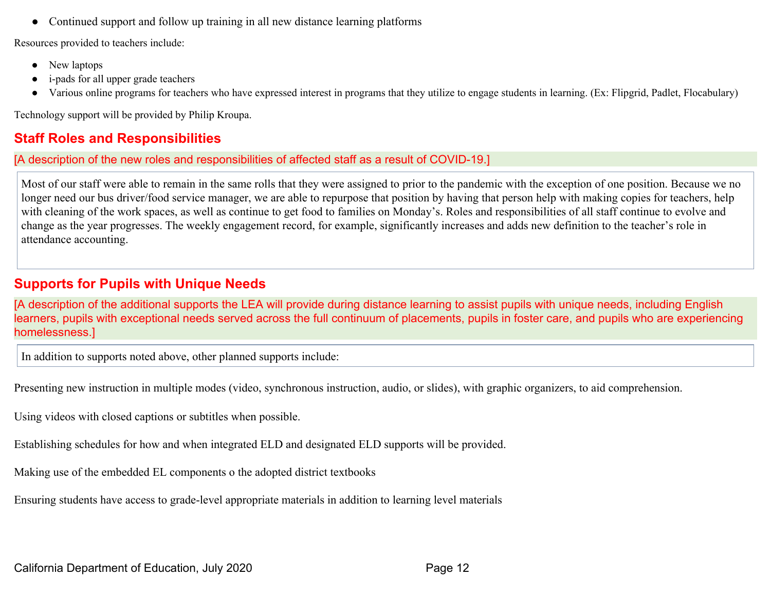- Continued support and follow up training in all new distance learning platforms

Resources provided to teachers include:

- New laptops
- i-pads for all upper grade teachers
- Various online programs for teachers who have expressed interest in programs that they utilize to engage students in learning. (Ex: Flipgrid, Padlet, Flocabulary)

Technology support will be provided by Philip Kroupa.

## Staff Roles and Responsibilities

[A description of the new roles and responsibilities of affected staff as a result of COVID-19.]

Most of our staff were able to remain in the same rolls that they were assigned to prior to the pandemic with the exception of one position. Because we no longer need our bus driver/food service manager, we are able to repurpose that position by having that person help with making copies for teachers, help with cleaning of the work spaces, as well as continue to get food to families on Monday's. Roles and responsibilities of all staff continue to evolve and change as the year progresses. The weekly engagement record, for example, significantly increases and adds new definition to the teacher's role in attendance accounting.

## Supports for Pupils with Unique Needs

[A description of the additional supports the LEA will provide during distance learning to assist pupils with unique needs, including English learners, pupils with exceptional needs served across the full continuum of placements, pupils in foster care, and pupils who are experiencing homelessness.]

In addition to supports noted above, other planned supports include:

Presenting new instruction in multiple modes (video, synchronous instruction, audio, or slides), with graphic organizers, to aid comprehension.

Using videos with closed captions or subtitles when possible.

Establishing schedules for how and when integrated ELD and designated ELD supports will be provided.

Making use of the embedded EL components o the adopted district textbooks

Ensuring students have access to grade-level appropriate materials in addition to learning level materials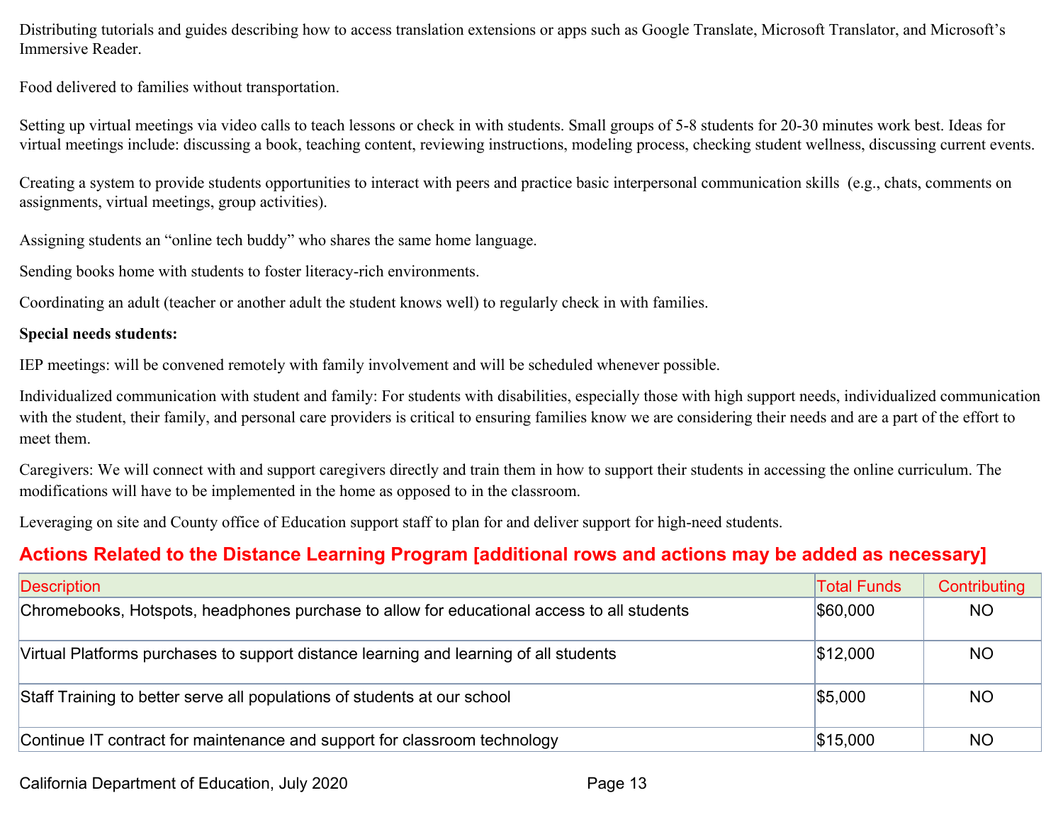Distributing tutorials and guides describing how to access translation extensions or apps such as Google Translate, Microsoft Translator, and Microsoft's Immersive Reader.

Food delivered to families without transportation.

Setting up virtual meetings via video calls to teach lessons or check in with students. Small groups of 5-8 students for 20-30 minutes work best. Ideas for virtual meetings include: discussing a book, teaching content, reviewing instructions, modeling process, checking student wellness, discussing current events.

Creating a system to provide students opportunities to interact with peers and practice basic interpersonal communication skills (e.g., chats, comments on assignments, virtual meetings, group activities).

Assigning students an "online tech buddy" who shares the same home language.

Sending books home with students to foster literacy-rich environments.

Coordinating an adult (teacher or another adult the student knows well) to regularly check in with families.

**Special needs students:**

IEP meetings: will be convened remotely with family involvement and will be scheduled whenever possible.

Individualized communication with student and family: For students with disabilities, especially those with high support needs, individualized communication with the student, their family, and personal care providers is critical to ensuring families know we are considering their needs and are a part of the effort to meet them.

Caregivers: We will connect with and support caregivers directly and train them in how to support their students in accessing the online curriculum. The modifications will have to be implemented in the home as opposed to in the classroom.

Leveraging on site and County office of Education support staff to plan for and deliver support for high-need students.

## Actions Related to the Distance Learning Program [additional rows and actions may be added as necessary]

| Description | Total Funds | Contributing |
|---|---|---|
| Chromebooks, Hotspots, headphones purchase to allow for educational access to all students | $60,000 | NO |
| Virtual Platforms purchases to support distance learning and learning of all students | $12,000 | NO |
| Staff Training to better serve all populations of students at our school | $5,000 | NO |
| Continue IT contract for maintenance and support for classroom technology | $15,000 | NO |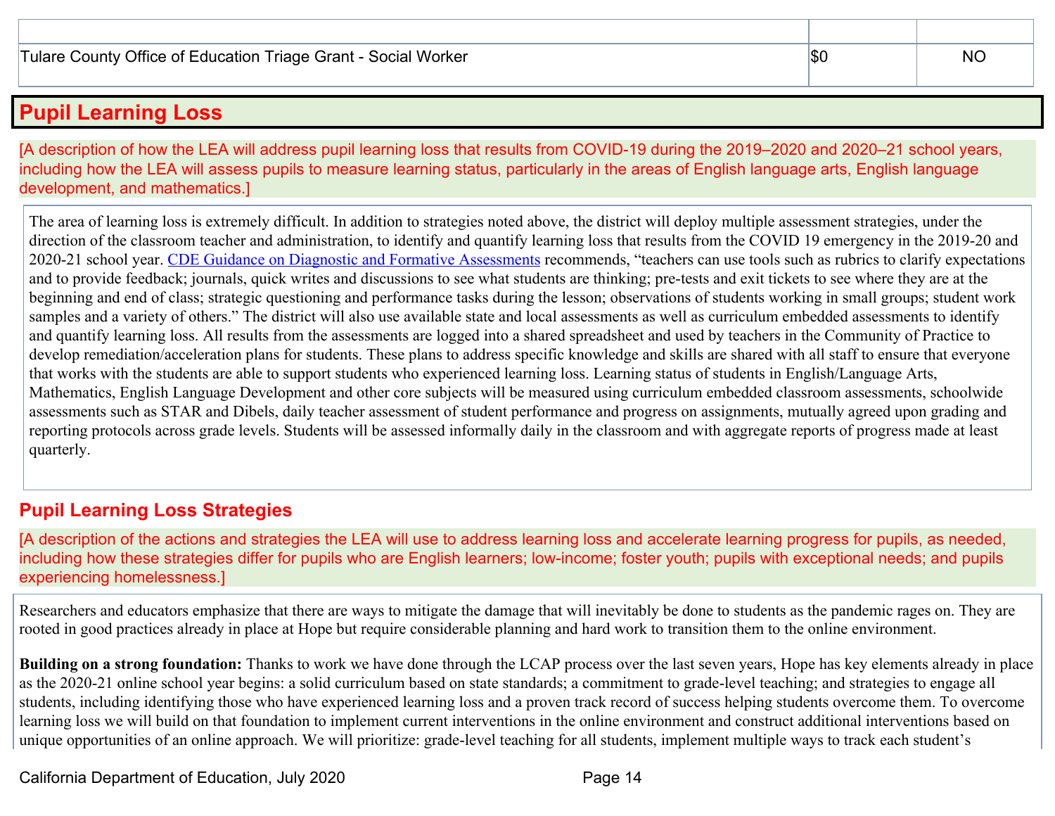| | | |
|---|---|---|
| Tulare County Office of Education Triage Grant - Social Worker | $0 | NO |

## Pupil Learning Loss

[A description of how the LEA will address pupil learning loss that results from COVID-19 during the 2019–2020 and 2020–21 school years, including how the LEA will assess pupils to measure learning status, particularly in the areas of English language arts, English language development, and mathematics.]

The area of learning loss is extremely difficult. In addition to strategies noted above, the district will deploy multiple assessment strategies, under the direction of the classroom teacher and administration, to identify and quantify learning loss that results from the COVID 19 emergency in the 2019-20 and 2020-21 school year. CDE Guidance on Diagnostic and Formative Assessments recommends, "teachers can use tools such as rubrics to clarify expectations and to provide feedback; journals, quick writes and discussions to see what students are thinking; pre-tests and exit tickets to see where they are at the beginning and end of class; strategic questioning and performance tasks during the lesson; observations of students working in small groups; student work samples and a variety of others." The district will also use available state and local assessments as well as curriculum embedded assessments to identify and quantify learning loss. All results from the assessments are logged into a shared spreadsheet and used by teachers in the Community of Practice to develop remediation/acceleration plans for students. These plans to address specific knowledge and skills are shared with all staff to ensure that everyone that works with the students are able to support students who experienced learning loss. Learning status of students in English/Language Arts, Mathematics, English Language Development and other core subjects will be measured using curriculum embedded classroom assessments, schoolwide assessments such as STAR and Dibels, daily teacher assessment of student performance and progress on assignments, mutually agreed upon grading and reporting protocols across grade levels. Students will be assessed informally daily in the classroom and with aggregate reports of progress made at least quarterly.

### Pupil Learning Loss Strategies

[A description of the actions and strategies the LEA will use to address learning loss and accelerate learning progress for pupils, as needed, including how these strategies differ for pupils who are English learners; low-income; foster youth; pupils with exceptional needs; and pupils experiencing homelessness.]

Researchers and educators emphasize that there are ways to mitigate the damage that will inevitably be done to students as the pandemic rages on. They are rooted in good practices already in place at Hope but require considerable planning and hard work to transition them to the online environment.

**Building on a strong foundation:** Thanks to work we have done through the LCAP process over the last seven years, Hope has key elements already in place as the 2020-21 online school year begins: a solid curriculum based on state standards; a commitment to grade-level teaching; and strategies to engage all students, including identifying those who have experienced learning loss and a proven track record of success helping students overcome them. To overcome learning loss we will build on that foundation to implement current interventions in the online environment and construct additional interventions based on unique opportunities of an online approach. We will prioritize: grade-level teaching for all students, implement multiple ways to track each student's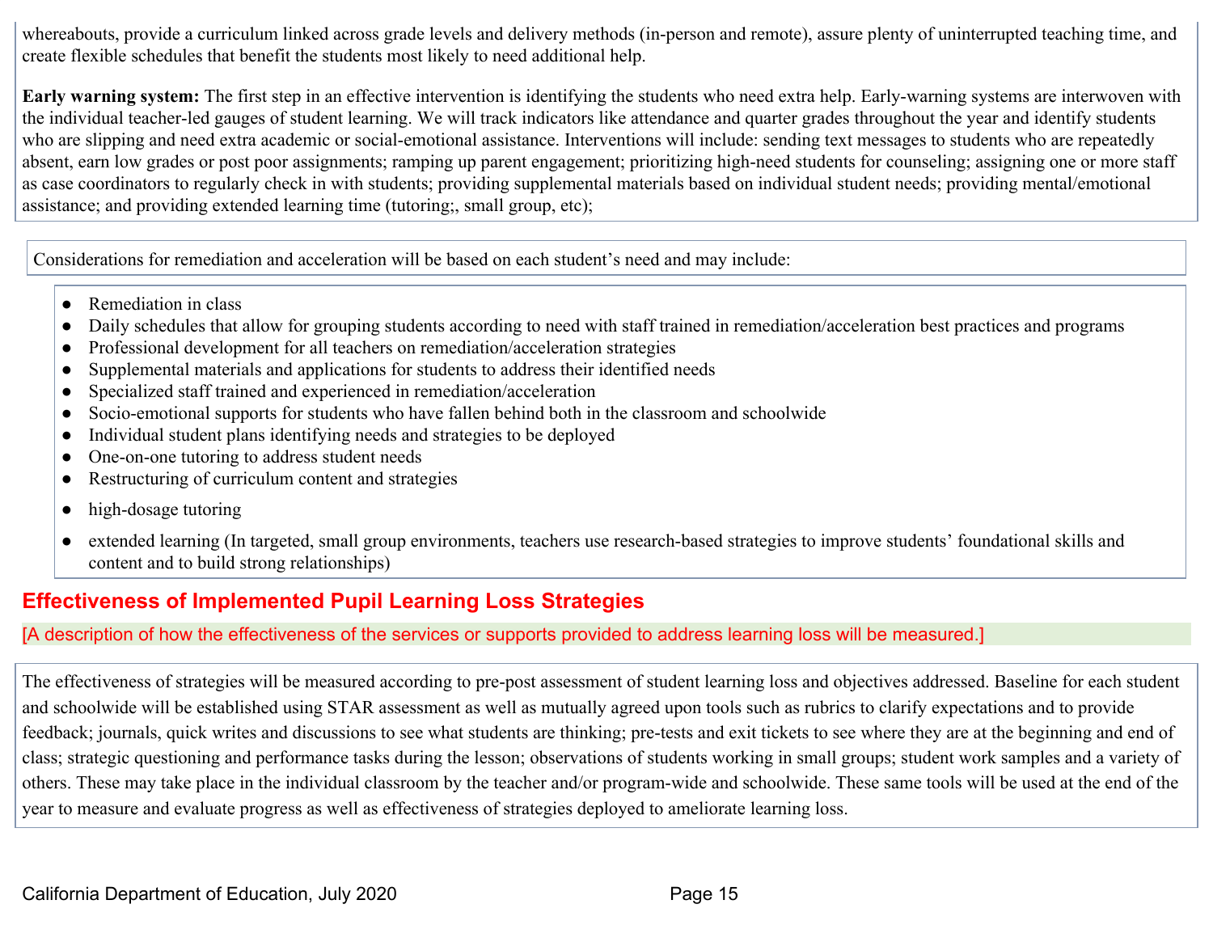whereabouts, provide a curriculum linked across grade levels and delivery methods (in-person and remote), assure plenty of uninterrupted teaching time, and create flexible schedules that benefit the students most likely to need additional help.

**Early warning system:** The first step in an effective intervention is identifying the students who need extra help. Early-warning systems are interwoven with the individual teacher-led gauges of student learning. We will track indicators like attendance and quarter grades throughout the year and identify students who are slipping and need extra academic or social-emotional assistance. Interventions will include: sending text messages to students who are repeatedly absent, earn low grades or post poor assignments; ramping up parent engagement; prioritizing high-need students for counseling; assigning one or more staff as case coordinators to regularly check in with students; providing supplemental materials based on individual student needs; providing mental/emotional assistance; and providing extended learning time (tutoring;, small group, etc);

Considerations for remediation and acceleration will be based on each student's need and may include:

- Remediation in class
- Daily schedules that allow for grouping students according to need with staff trained in remediation/acceleration best practices and programs
- Professional development for all teachers on remediation/acceleration strategies
- Supplemental materials and applications for students to address their identified needs
- Specialized staff trained and experienced in remediation/acceleration
- Socio-emotional supports for students who have fallen behind both in the classroom and schoolwide
- Individual student plans identifying needs and strategies to be deployed
- One-on-one tutoring to address student needs
- Restructuring of curriculum content and strategies
- high-dosage tutoring
- extended learning (In targeted, small group environments, teachers use research-based strategies to improve students' foundational skills and content and to build strong relationships)

## Effectiveness of Implemented Pupil Learning Loss Strategies

[A description of how the effectiveness of the services or supports provided to address learning loss will be measured.]

The effectiveness of strategies will be measured according to pre-post assessment of student learning loss and objectives addressed. Baseline for each student and schoolwide will be established using STAR assessment as well as mutually agreed upon tools such as rubrics to clarify expectations and to provide feedback; journals, quick writes and discussions to see what students are thinking; pre-tests and exit tickets to see where they are at the beginning and end of class; strategic questioning and performance tasks during the lesson; observations of students working in small groups; student work samples and a variety of others. These may take place in the individual classroom by the teacher and/or program-wide and schoolwide. These same tools will be used at the end of the year to measure and evaluate progress as well as effectiveness of strategies deployed to ameliorate learning loss.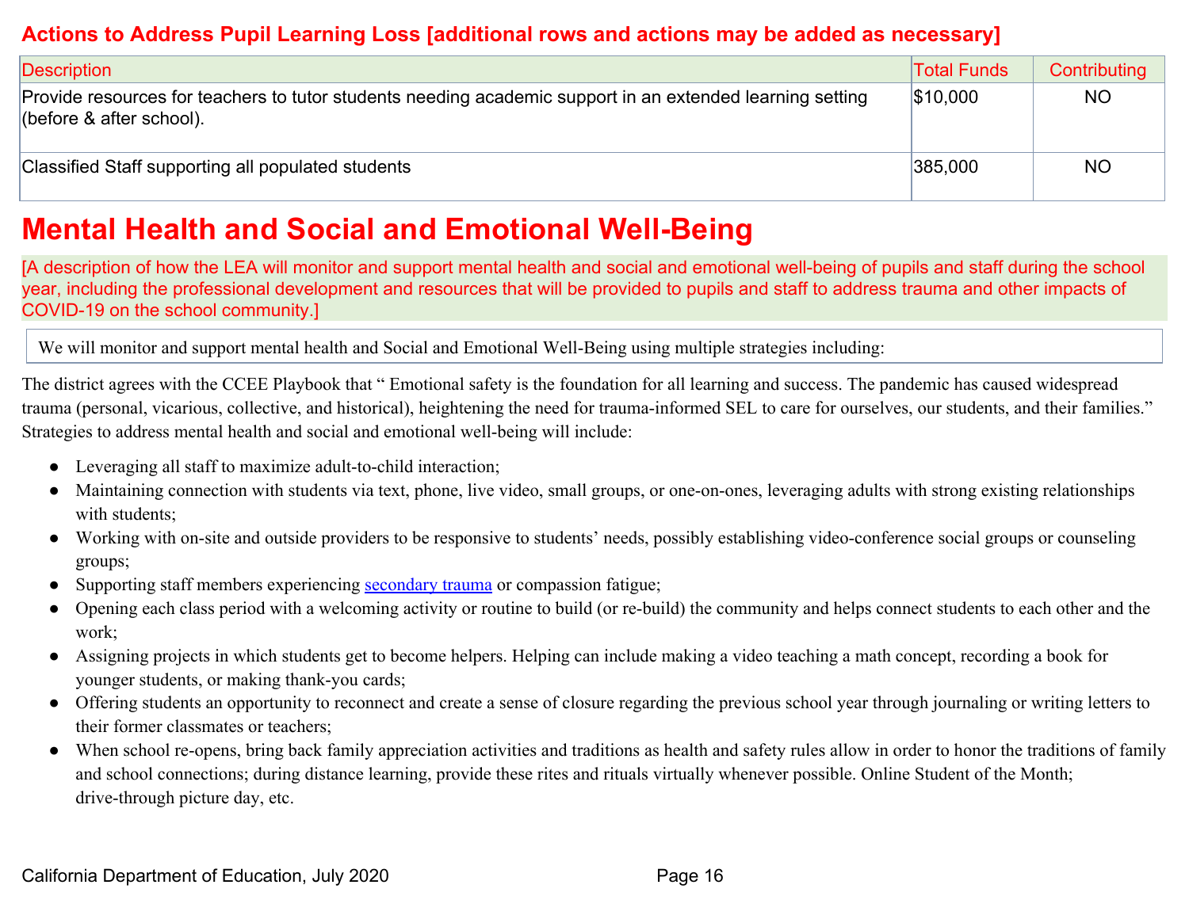### Actions to Address Pupil Learning Loss [additional rows and actions may be added as necessary]

| Description | Total Funds | Contributing |
|---|---|---|
| Provide resources for teachers to tutor students needing academic support in an extended learning setting (before & after school). | $10,000 | NO |
| Classified Staff supporting all populated students | 385,000 | NO |

# Mental Health and Social and Emotional Well-Being

[A description of how the LEA will monitor and support mental health and social and emotional well-being of pupils and staff during the school year, including the professional development and resources that will be provided to pupils and staff to address trauma and other impacts of COVID-19 on the school community.]

We will monitor and support mental health and Social and Emotional Well-Being using multiple strategies including:

The district agrees with the CCEE Playbook that " Emotional safety is the foundation for all learning and success. The pandemic has caused widespread trauma (personal, vicarious, collective, and historical), heightening the need for trauma-informed SEL to care for ourselves, our students, and their families." Strategies to address mental health and social and emotional well-being will include:

- Leveraging all staff to maximize adult-to-child interaction;
- Maintaining connection with students via text, phone, live video, small groups, or one-on-ones, leveraging adults with strong existing relationships with students;
- Working with on-site and outside providers to be responsive to students' needs, possibly establishing video-conference social groups or counseling groups;
- Supporting staff members experiencing secondary trauma or compassion fatigue;
- Opening each class period with a welcoming activity or routine to build (or re-build) the community and helps connect students to each other and the work;
- Assigning projects in which students get to become helpers. Helping can include making a video teaching a math concept, recording a book for younger students, or making thank-you cards;
- Offering students an opportunity to reconnect and create a sense of closure regarding the previous school year through journaling or writing letters to their former classmates or teachers;
- When school re-opens, bring back family appreciation activities and traditions as health and safety rules allow in order to honor the traditions of family and school connections; during distance learning, provide these rites and rituals virtually whenever possible. Online Student of the Month; drive-through picture day, etc.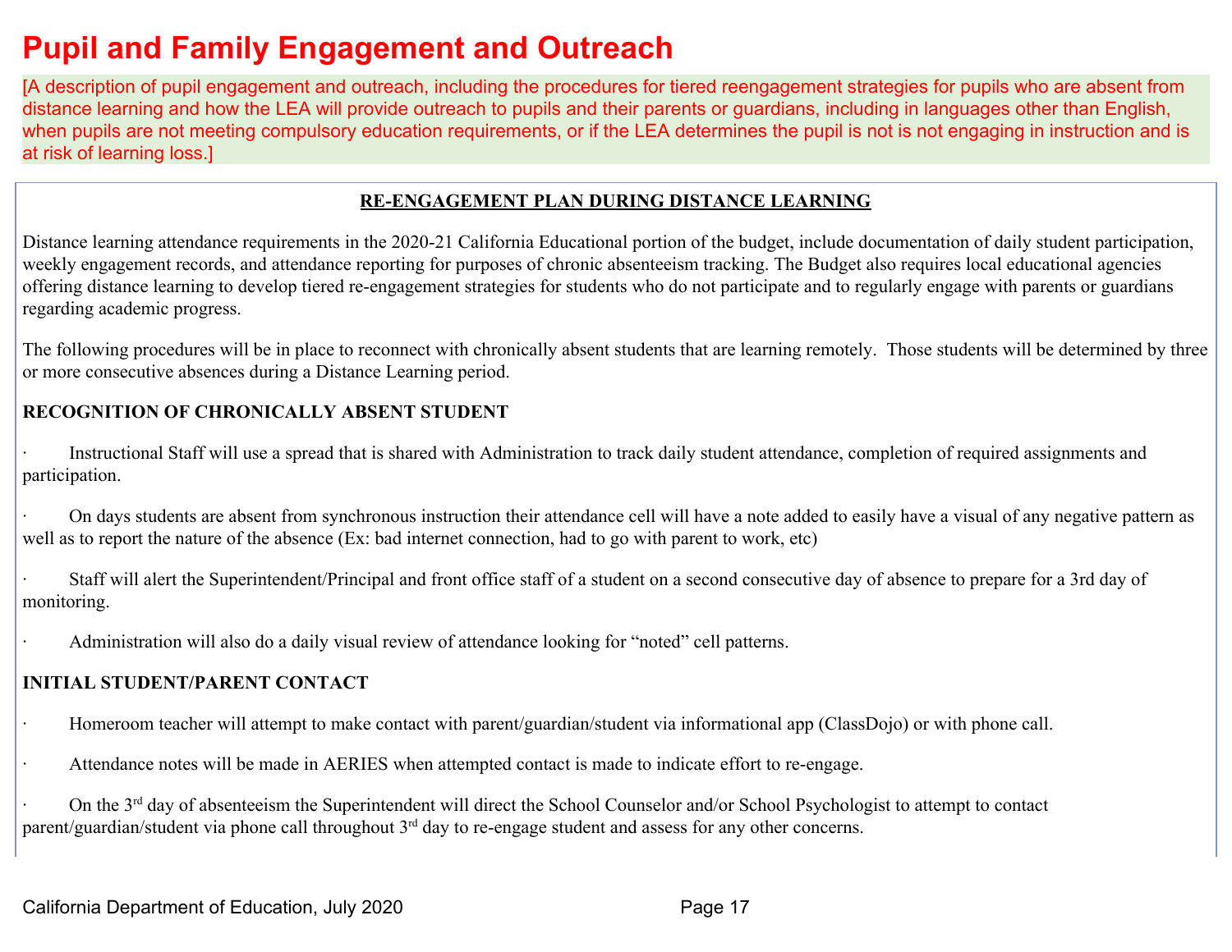# Pupil and Family Engagement and Outreach

[A description of pupil engagement and outreach, including the procedures for tiered reengagement strategies for pupils who are absent from distance learning and how the LEA will provide outreach to pupils and their parents or guardians, including in languages other than English, when pupils are not meeting compulsory education requirements, or if the LEA determines the pupil is not is not engaging in instruction and is at risk of learning loss.]

**RE-ENGAGEMENT PLAN DURING DISTANCE LEARNING**

Distance learning attendance requirements in the 2020-21 California Educational portion of the budget, include documentation of daily student participation, weekly engagement records, and attendance reporting for purposes of chronic absenteeism tracking. The Budget also requires local educational agencies offering distance learning to develop tiered re-engagement strategies for students who do not participate and to regularly engage with parents or guardians regarding academic progress.

The following procedures will be in place to reconnect with chronically absent students that are learning remotely. Those students will be determined by three or more consecutive absences during a Distance Learning period.

**RECOGNITION OF CHRONICALLY ABSENT STUDENT**

- Instructional Staff will use a spread that is shared with Administration to track daily student attendance, completion of required assignments and participation.
- On days students are absent from synchronous instruction their attendance cell will have a note added to easily have a visual of any negative pattern as well as to report the nature of the absence (Ex: bad internet connection, had to go with parent to work, etc)
- Staff will alert the Superintendent/Principal and front office staff of a student on a second consecutive day of absence to prepare for a 3rd day of monitoring.
- Administration will also do a daily visual review of attendance looking for "noted" cell patterns.

**INITIAL STUDENT/PARENT CONTACT**

- Homeroom teacher will attempt to make contact with parent/guardian/student via informational app (ClassDojo) or with phone call.
- Attendance notes will be made in AERIES when attempted contact is made to indicate effort to re-engage.
- On the 3rd day of absenteeism the Superintendent will direct the School Counselor and/or School Psychologist to attempt to contact parent/guardian/student via phone call throughout 3rd day to re-engage student and assess for any other concerns.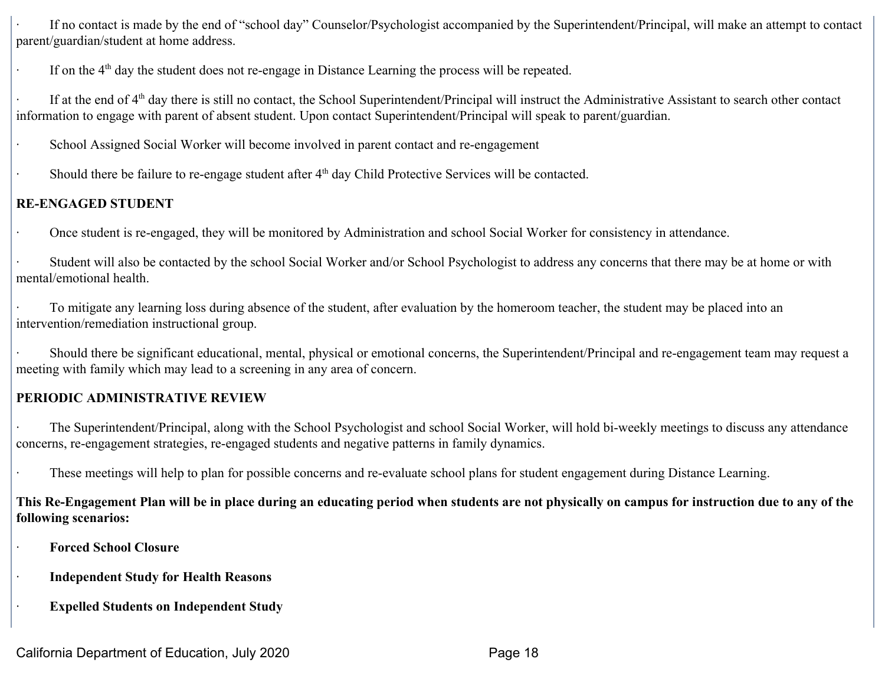- If no contact is made by the end of "school day" Counselor/Psychologist accompanied by the Superintendent/Principal, will make an attempt to contact parent/guardian/student at home address.
- If on the 4th day the student does not re-engage in Distance Learning the process will be repeated.
- If at the end of 4th day there is still no contact, the School Superintendent/Principal will instruct the Administrative Assistant to search other contact information to engage with parent of absent student. Upon contact Superintendent/Principal will speak to parent/guardian.
- School Assigned Social Worker will become involved in parent contact and re-engagement
- Should there be failure to re-engage student after 4th day Child Protective Services will be contacted.

**RE-ENGAGED STUDENT**

- Once student is re-engaged, they will be monitored by Administration and school Social Worker for consistency in attendance.
- Student will also be contacted by the school Social Worker and/or School Psychologist to address any concerns that there may be at home or with mental/emotional health.
- To mitigate any learning loss during absence of the student, after evaluation by the homeroom teacher, the student may be placed into an intervention/remediation instructional group.
- Should there be significant educational, mental, physical or emotional concerns, the Superintendent/Principal and re-engagement team may request a meeting with family which may lead to a screening in any area of concern.

**PERIODIC ADMINISTRATIVE REVIEW**

- The Superintendent/Principal, along with the School Psychologist and school Social Worker, will hold bi-weekly meetings to discuss any attendance concerns, re-engagement strategies, re-engaged students and negative patterns in family dynamics.
- These meetings will help to plan for possible concerns and re-evaluate school plans for student engagement during Distance Learning.

**This Re-Engagement Plan will be in place during an educating period when students are not physically on campus for instruction due to any of the following scenarios:**

- **Forced School Closure**
- **Independent Study for Health Reasons**
- **Expelled Students on Independent Study**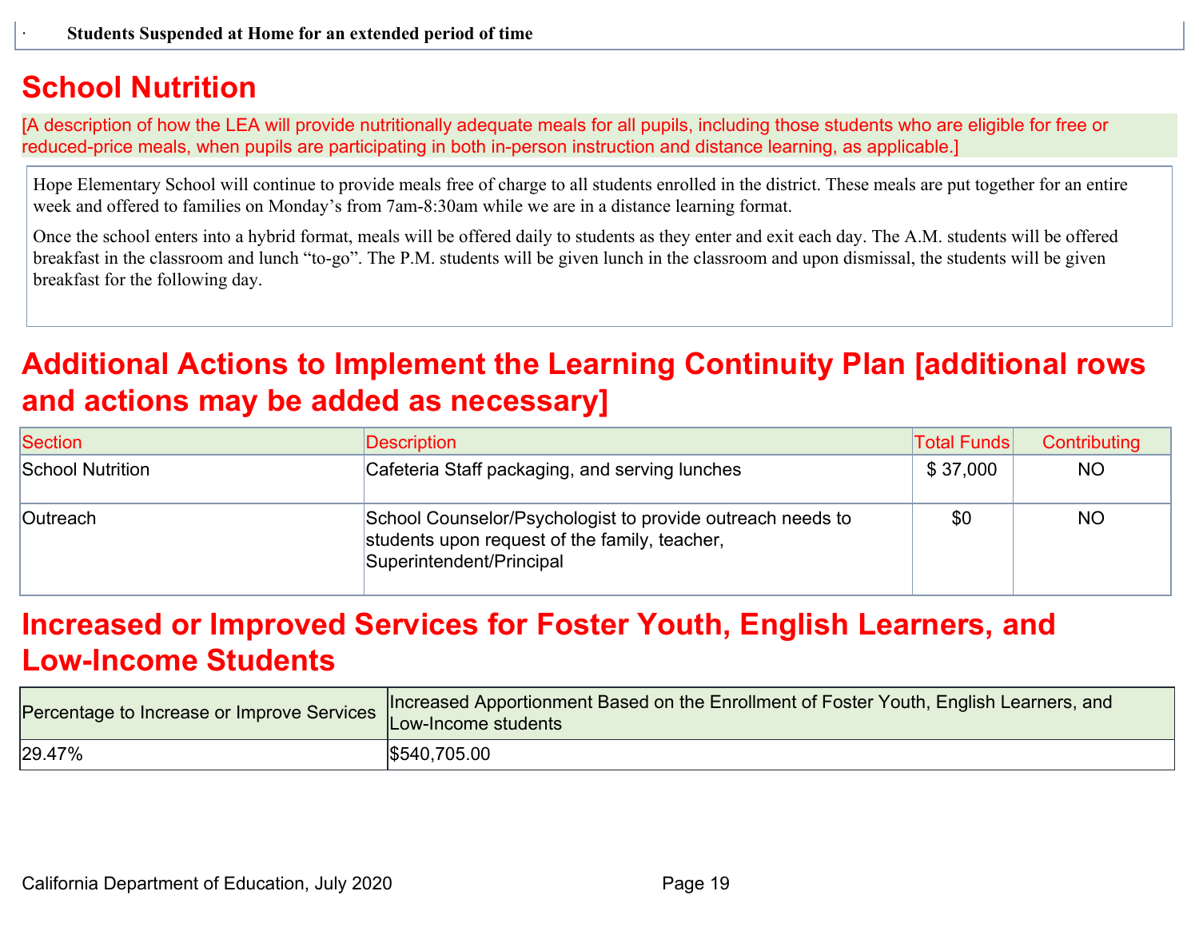- **Students Suspended at Home for an extended period of time**

## School Nutrition

[A description of how the LEA will provide nutritionally adequate meals for all pupils, including those students who are eligible for free or reduced-price meals, when pupils are participating in both in-person instruction and distance learning, as applicable.]

Hope Elementary School will continue to provide meals free of charge to all students enrolled in the district. These meals are put together for an entire week and offered to families on Monday's from 7am-8:30am while we are in a distance learning format.

Once the school enters into a hybrid format, meals will be offered daily to students as they enter and exit each day. The A.M. students will be offered breakfast in the classroom and lunch "to-go". The P.M. students will be given lunch in the classroom and upon dismissal, the students will be given breakfast for the following day.

## Additional Actions to Implement the Learning Continuity Plan [additional rows and actions may be added as necessary]

| Section | Description | Total Funds | Contributing |
|---|---|---|---|
| School Nutrition | Cafeteria Staff packaging, and serving lunches | $ 37,000 | NO |
| Outreach | School Counselor/Psychologist to provide outreach needs to students upon request of the family, teacher, Superintendent/Principal | $0 | NO |

## Increased or Improved Services for Foster Youth, English Learners, and Low-Income Students

| Percentage to Increase or Improve Services | Increased Apportionment Based on the Enrollment of Foster Youth, English Learners, and Low-Income students |
|---|---|
| 29.47% | $540,705.00 |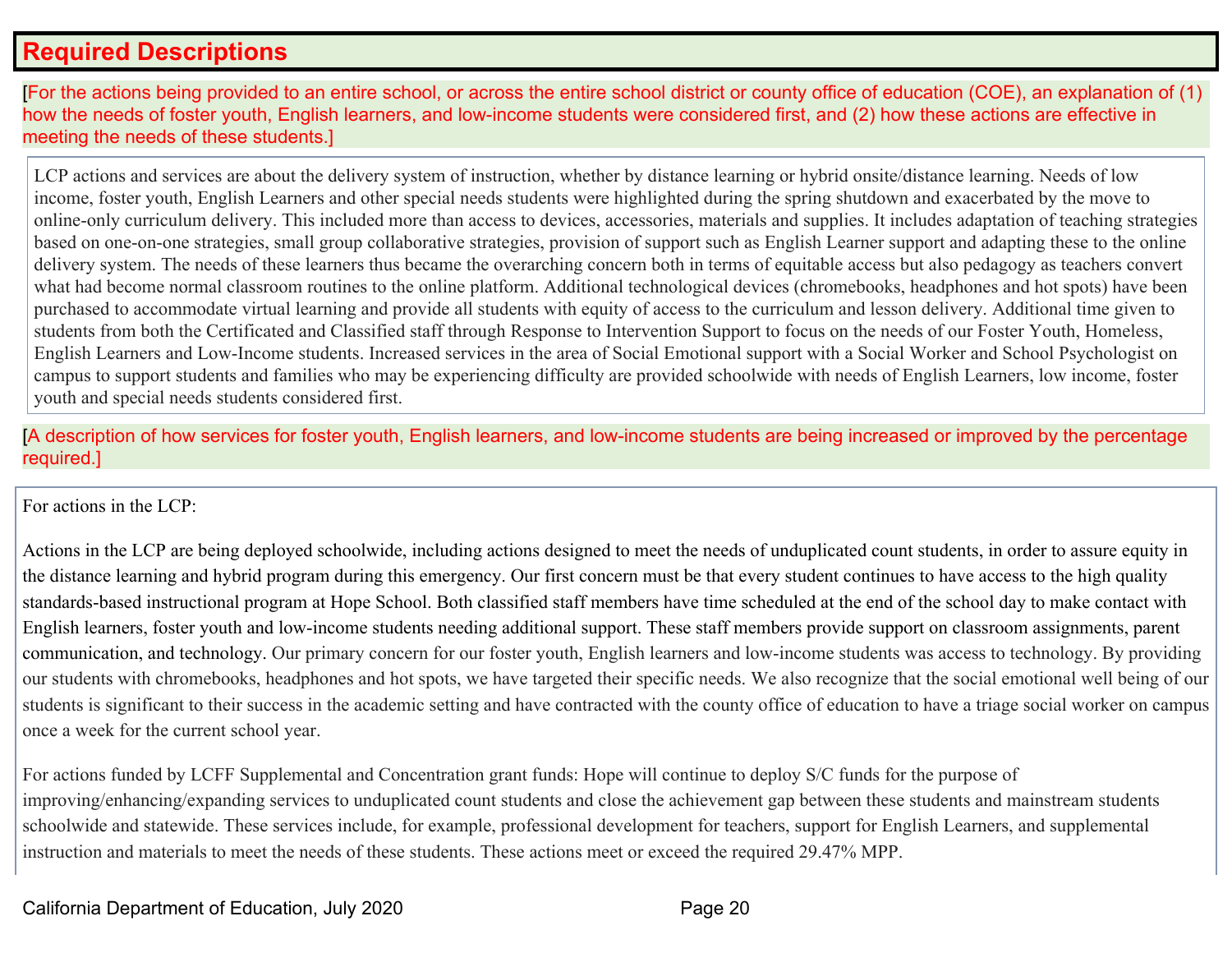## Required Descriptions

[For the actions being provided to an entire school, or across the entire school district or county office of education (COE), an explanation of (1) how the needs of foster youth, English learners, and low-income students were considered first, and (2) how these actions are effective in meeting the needs of these students.]

LCP actions and services are about the delivery system of instruction, whether by distance learning or hybrid onsite/distance learning. Needs of low income, foster youth, English Learners and other special needs students were highlighted during the spring shutdown and exacerbated by the move to online-only curriculum delivery. This included more than access to devices, accessories, materials and supplies. It includes adaptation of teaching strategies based on one-on-one strategies, small group collaborative strategies, provision of support such as English Learner support and adapting these to the online delivery system. The needs of these learners thus became the overarching concern both in terms of equitable access but also pedagogy as teachers convert what had become normal classroom routines to the online platform. Additional technological devices (chromebooks, headphones and hot spots) have been purchased to accommodate virtual learning and provide all students with equity of access to the curriculum and lesson delivery. Additional time given to students from both the Certificated and Classified staff through Response to Intervention Support to focus on the needs of our Foster Youth, Homeless, English Learners and Low-Income students. Increased services in the area of Social Emotional support with a Social Worker and School Psychologist on campus to support students and families who may be experiencing difficulty are provided schoolwide with needs of English Learners, low income, foster youth and special needs students considered first.

[A description of how services for foster youth, English learners, and low-income students are being increased or improved by the percentage required.]

For actions in the LCP:

Actions in the LCP are being deployed schoolwide, including actions designed to meet the needs of unduplicated count students, in order to assure equity in the distance learning and hybrid program during this emergency. Our first concern must be that every student continues to have access to the high quality standards-based instructional program at Hope School. Both classified staff members have time scheduled at the end of the school day to make contact with English learners, foster youth and low-income students needing additional support. These staff members provide support on classroom assignments, parent communication, and technology. Our primary concern for our foster youth, English learners and low-income students was access to technology. By providing our students with chromebooks, headphones and hot spots, we have targeted their specific needs. We also recognize that the social emotional well being of our students is significant to their success in the academic setting and have contracted with the county office of education to have a triage social worker on campus once a week for the current school year.

For actions funded by LCFF Supplemental and Concentration grant funds: Hope will continue to deploy S/C funds for the purpose of improving/enhancing/expanding services to unduplicated count students and close the achievement gap between these students and mainstream students schoolwide and statewide. These services include, for example, professional development for teachers, support for English Learners, and supplemental instruction and materials to meet the needs of these students. These actions meet or exceed the required 29.47% MPP.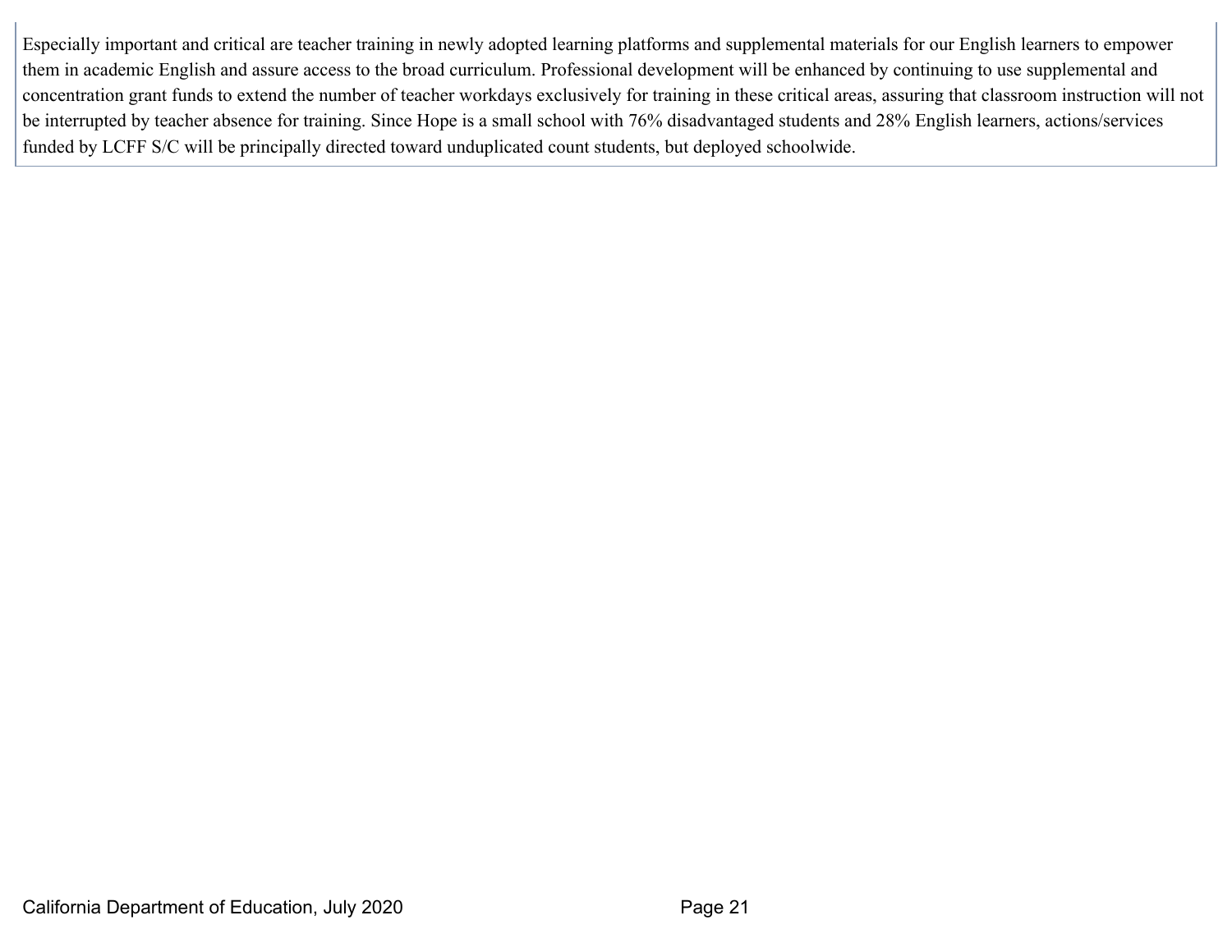Especially important and critical are teacher training in newly adopted learning platforms and supplemental materials for our English learners to empower them in academic English and assure access to the broad curriculum. Professional development will be enhanced by continuing to use supplemental and concentration grant funds to extend the number of teacher workdays exclusively for training in these critical areas, assuring that classroom instruction will not be interrupted by teacher absence for training. Since Hope is a small school with 76% disadvantaged students and 28% English learners, actions/services funded by LCFF S/C will be principally directed toward unduplicated count students, but deployed schoolwide.